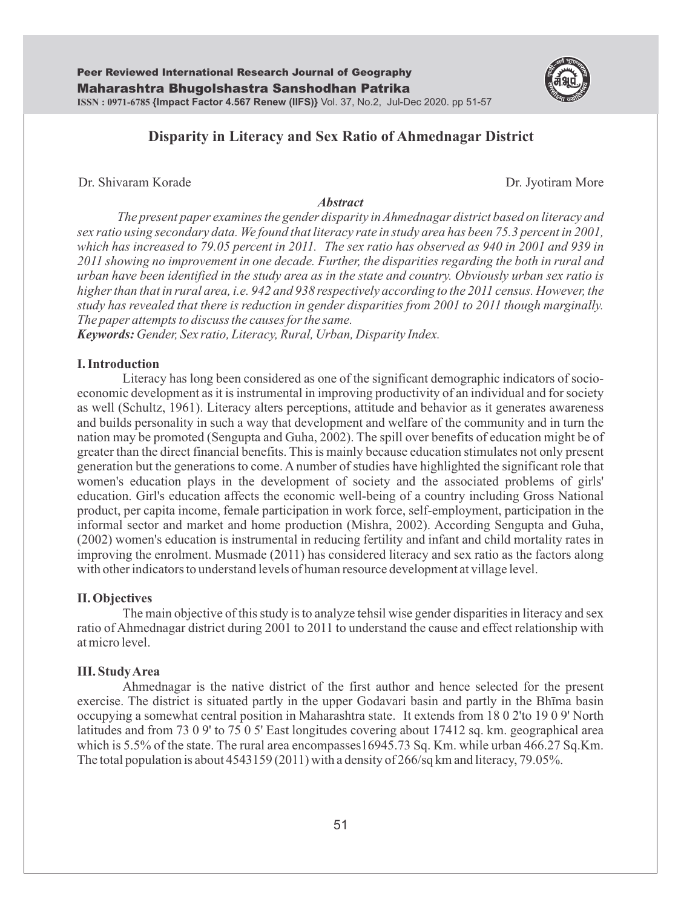# Disparity in Literacy and Sex Ratio of Ahmednagar District

Dr. Shivaram Korade

Dr. Jyotiram More

## *Abstract*

*The present paper examines the gender disparity in Ahmednagar district based on literacy and sex ratio using secondary data. We found that literacy rate in study area has been 75.3 percent in 2001, which has increased to 79.05 percent in 2011. The sex ratio has observed as 940 in 2001 and 939 in 2011 showing no improvement in one decade. Further, the disparities regarding the both in rural and urban have been identified in the study area as in the state and country. Obviously urban sex ratio is higher than that in rural area, i.e. 942 and 938 respectively according to the 2011 census. However, the study has revealed that there is reduction in gender disparities from 2001 to 2011 though marginally. The paper attempts to discuss the causes for the same.*

***Keywords:*** *Gender, Sex ratio, Literacy, Rural, Urban, Disparity Index.*

## I. Introduction

Literacy has long been considered as one of the significant demographic indicators of socio-economic development as it is instrumental in improving productivity of an individual and for society as well (Schultz, 1961). Literacy alters perceptions, attitude and behavior as it generates awareness and builds personality in such a way that development and welfare of the community and in turn the nation may be promoted (Sengupta and Guha, 2002). The spill over benefits of education might be of greater than the direct financial benefits. This is mainly because education stimulates not only present generation but the generations to come. A number of studies have highlighted the significant role that women's education plays in the development of society and the associated problems of girls' education. Girl's education affects the economic well-being of a country including Gross National product, per capita income, female participation in work force, self-employment, participation in the informal sector and market and home production (Mishra, 2002). According Sengupta and Guha, (2002) women's education is instrumental in reducing fertility and infant and child mortality rates in improving the enrolment. Musmade (2011) has considered literacy and sex ratio as the factors along with other indicators to understand levels of human resource development at village level.

## II. Objectives

The main objective of this study is to analyze tehsil wise gender disparities in literacy and sex ratio of Ahmednagar district during 2001 to 2011 to understand the cause and effect relationship with at micro level.

## III. Study Area

Ahmednagar is the native district of the first author and hence selected for the present exercise. The district is situated partly in the upper Godavari basin and partly in the Bhīma basin occupying a somewhat central position in Maharashtra state. It extends from 18 0 2'to 19 0 9' North latitudes and from 73 0 9' to 75 0 5' East longitudes covering about 17412 sq. km. geographical area which is 5.5% of the state. The rural area encompasses16945.73 Sq. Km. while urban 466.27 Sq.Km. The total population is about 4543159 (2011) with a density of 266/sq km and literacy, 79.05%.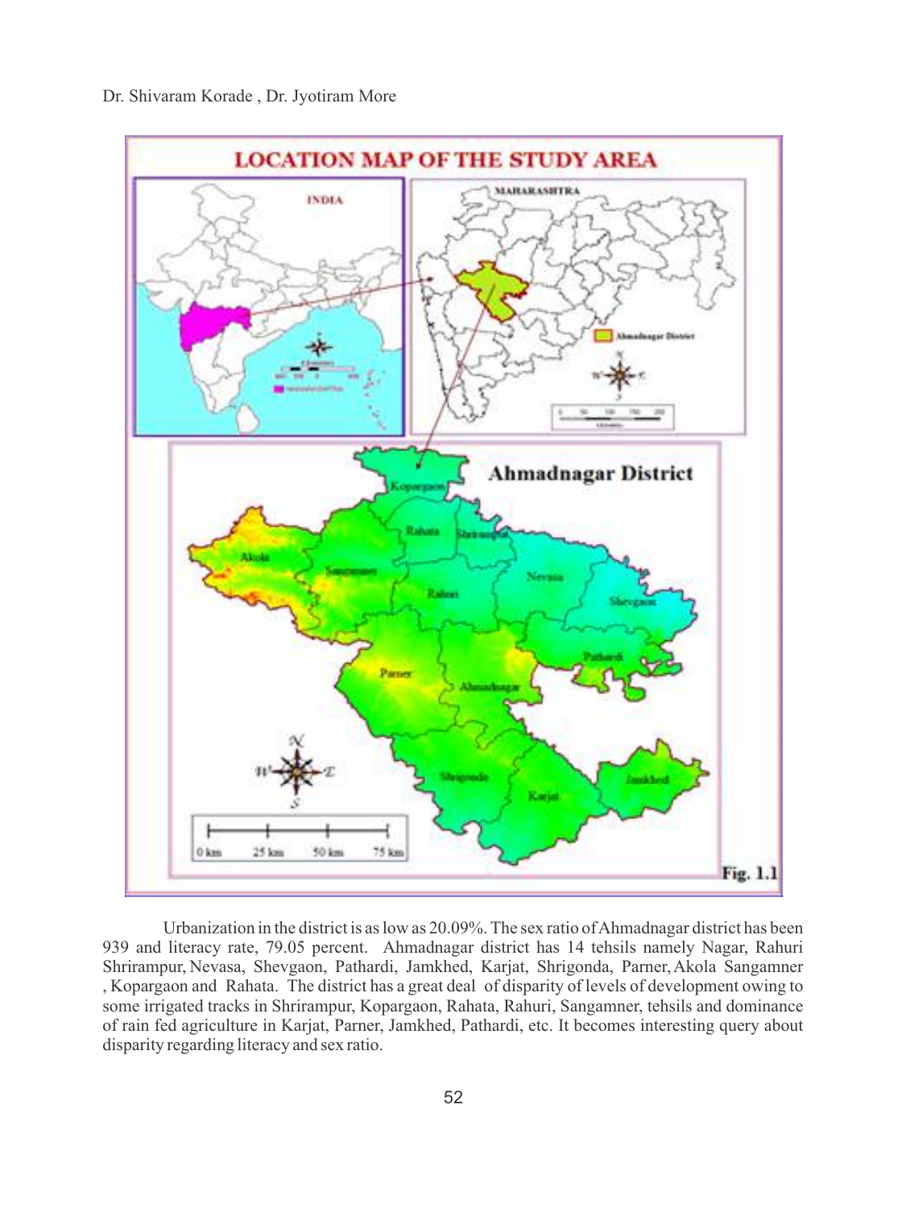Urbanization in the district is as low as 20.09%. The sex ratio of Ahmadnagar district has been 939 and literacy rate, 79.05 percent. Ahmadnagar district has 14 tehsils namely Nagar, Rahuri Shrirampur, Nevasa, Shevgaon, Pathardi, Jamkhed, Karjat, Shrigonda, Parner, Akola Sangamner , Kopargaon and Rahata. The district has a great deal of disparity of levels of development owing to some irrigated tracks in Shrirampur, Kopargaon, Rahata, Rahuri, Sangamner, tehsils and dominance of rain fed agriculture in Karjat, Parner, Jamkhed, Pathardi, etc. It becomes interesting query about disparity regarding literacy and sex ratio.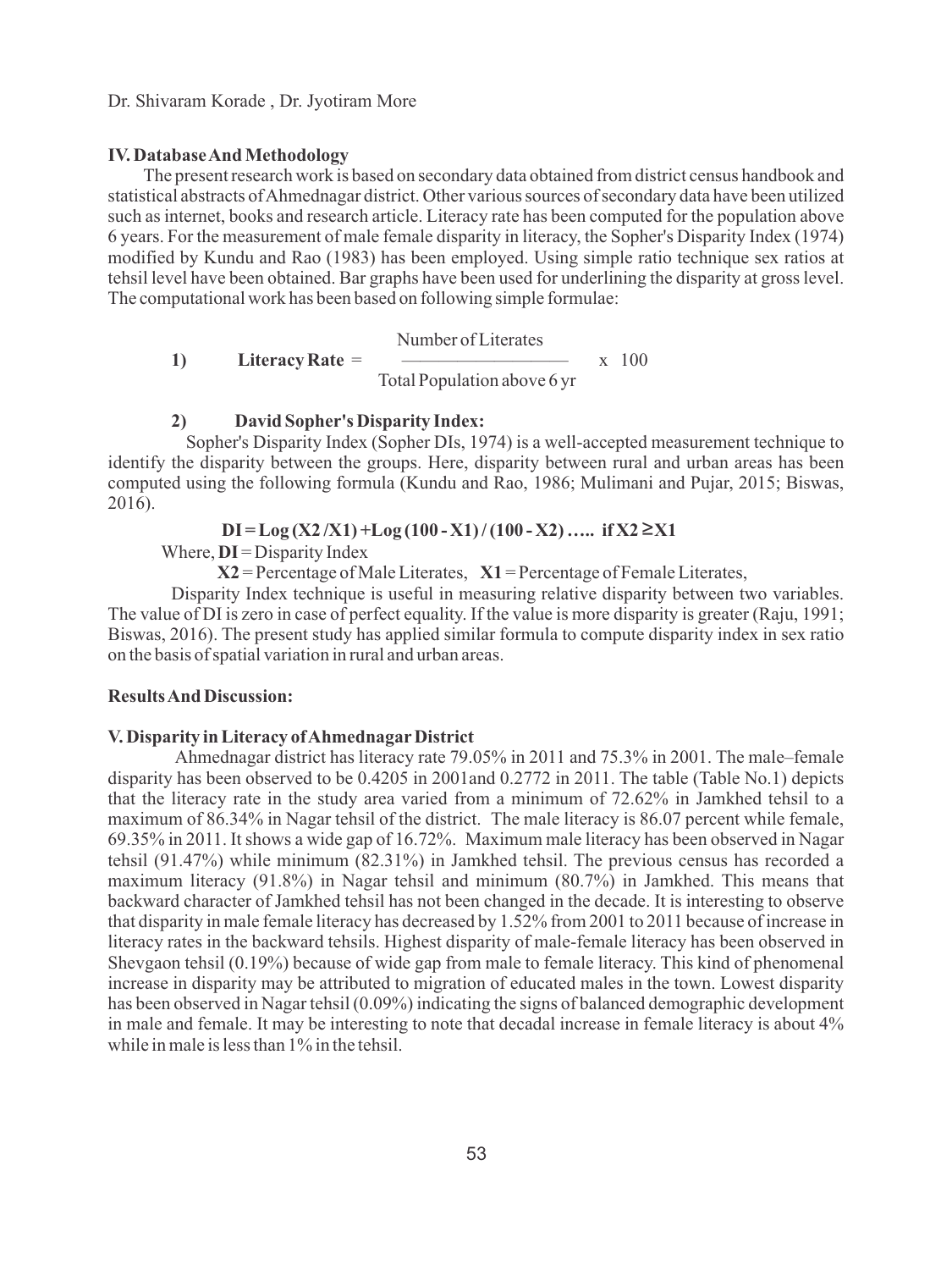### IV. Database And Methodology

The present research work is based on secondary data obtained from district census handbook and statistical abstracts of Ahmednagar district. Other various sources of secondary data have been utilized such as internet, books and research article. Literacy rate has been computed for the population above 6 years. For the measurement of male female disparity in literacy, the Sopher's Disparity Index (1974) modified by Kundu and Rao (1983) has been employed. Using simple ratio technique sex ratios at tehsil level have been obtained. Bar graphs have been used for underlining the disparity at gross level. The computational work has been based on following simple formulae:

**1) Literacy Rate**

$$\text{Literacy Rate} = \frac{\text{Number of Literates}}{\text{Total Population above 6 yr}} \times 100$$

**2) David Sopher's Disparity Index:**

Sopher's Disparity Index (Sopher DIs, 1974) is a well-accepted measurement technique to identify the disparity between the groups. Here, disparity between rural and urban areas has been computed using the following formula (Kundu and Rao, 1986; Mulimani and Pujar, 2015; Biswas, 2016).

$$DI = \text{Log}\,(X2/X1) + \text{Log}\,(100 - X1)/(100 - X2) \; \ldots\ldots \; \text{if } X2 \geq X1$$

Where, **DI** = Disparity Index

**X2** = Percentage of Male Literates, **X1** = Percentage of Female Literates,

Disparity Index technique is useful in measuring relative disparity between two variables. The value of DI is zero in case of perfect equality. If the value is more disparity is greater (Raju, 1991; Biswas, 2016). The present study has applied similar formula to compute disparity index in sex ratio on the basis of spatial variation in rural and urban areas.

### Results And Discussion:

### V. Disparity in Literacy of Ahmednagar District

Ahmednagar district has literacy rate 79.05% in 2011 and 75.3% in 2001. The male–female disparity has been observed to be 0.4205 in 2001and 0.2772 in 2011. The table (Table No.1) depicts that the literacy rate in the study area varied from a minimum of 72.62% in Jamkhed tehsil to a maximum of 86.34% in Nagar tehsil of the district. The male literacy is 86.07 percent while female, 69.35% in 2011. It shows a wide gap of 16.72%. Maximum male literacy has been observed in Nagar tehsil (91.47%) while minimum (82.31%) in Jamkhed tehsil. The previous census has recorded a maximum literacy (91.8%) in Nagar tehsil and minimum (80.7%) in Jamkhed. This means that backward character of Jamkhed tehsil has not been changed in the decade. It is interesting to observe that disparity in male female literacy has decreased by 1.52% from 2001 to 2011 because of increase in literacy rates in the backward tehsils. Highest disparity of male-female literacy has been observed in Shevgaon tehsil (0.19%) because of wide gap from male to female literacy. This kind of phenomenal increase in disparity may be attributed to migration of educated males in the town. Lowest disparity has been observed in Nagar tehsil (0.09%) indicating the signs of balanced demographic development in male and female. It may be interesting to note that decadal increase in female literacy is about 4% while in male is less than 1% in the tehsil.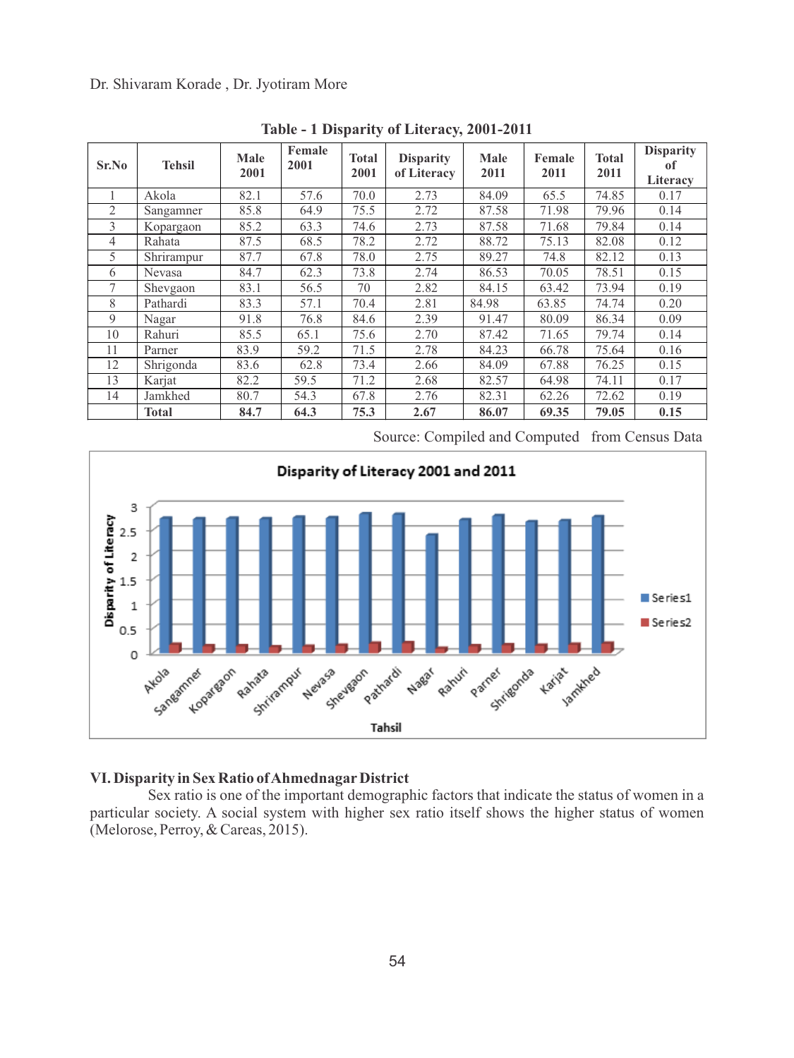**Table - 1 Disparity of Literacy, 2001-2011**

| Sr.No | Tehsil | Male 2001 | Female 2001 | Total 2001 | Disparity of Literacy | Male 2011 | Female 2011 | Total 2011 | Disparity of Literacy |
|---|---|---|---|---|---|---|---|---|---|
| 1 | Akola | 82.1 | 57.6 | 70.0 | 2.73 | 84.09 | 65.5 | 74.85 | 0.17 |
| 2 | Sangamner | 85.8 | 64.9 | 75.5 | 2.72 | 87.58 | 71.98 | 79.96 | 0.14 |
| 3 | Kopargaon | 85.2 | 63.3 | 74.6 | 2.73 | 87.58 | 71.68 | 79.84 | 0.14 |
| 4 | Rahata | 87.5 | 68.5 | 78.2 | 2.72 | 88.72 | 75.13 | 82.08 | 0.12 |
| 5 | Shrirampur | 87.7 | 67.8 | 78.0 | 2.75 | 89.27 | 74.8 | 82.12 | 0.13 |
| 6 | Nevasa | 84.7 | 62.3 | 73.8 | 2.74 | 86.53 | 70.05 | 78.51 | 0.15 |
| 7 | Shevgaon | 83.1 | 56.5 | 70 | 2.82 | 84.15 | 63.42 | 73.94 | 0.19 |
| 8 | Pathardi | 83.3 | 57.1 | 70.4 | 2.81 | 84.98 | 63.85 | 74.74 | 0.20 |
| 9 | Nagar | 91.8 | 76.8 | 84.6 | 2.39 | 91.47 | 80.09 | 86.34 | 0.09 |
| 10 | Rahuri | 85.5 | 65.1 | 75.6 | 2.70 | 87.42 | 71.65 | 79.74 | 0.14 |
| 11 | Parner | 83.9 | 59.2 | 71.5 | 2.78 | 84.23 | 66.78 | 75.64 | 0.16 |
| 12 | Shrigonda | 83.6 | 62.8 | 73.4 | 2.66 | 84.09 | 67.88 | 76.25 | 0.15 |
| 13 | Karjat | 82.2 | 59.5 | 71.2 | 2.68 | 82.57 | 64.98 | 74.11 | 0.17 |
| 14 | Jamkhed | 80.7 | 54.3 | 67.8 | 2.76 | 82.31 | 62.26 | 72.62 | 0.19 |
| | **Total** | **84.7** | **64.3** | **75.3** | **2.67** | **86.07** | **69.35** | **79.05** | **0.15** |

Source: Compiled and Computed from Census Data

**Disparity of Literacy 2001 and 2011**

### VI. Disparity in Sex Ratio of Ahmednagar District

Sex ratio is one of the important demographic factors that indicate the status of women in a particular society. A social system with higher sex ratio itself shows the higher status of women (Melorose, Perroy, & Careas, 2015).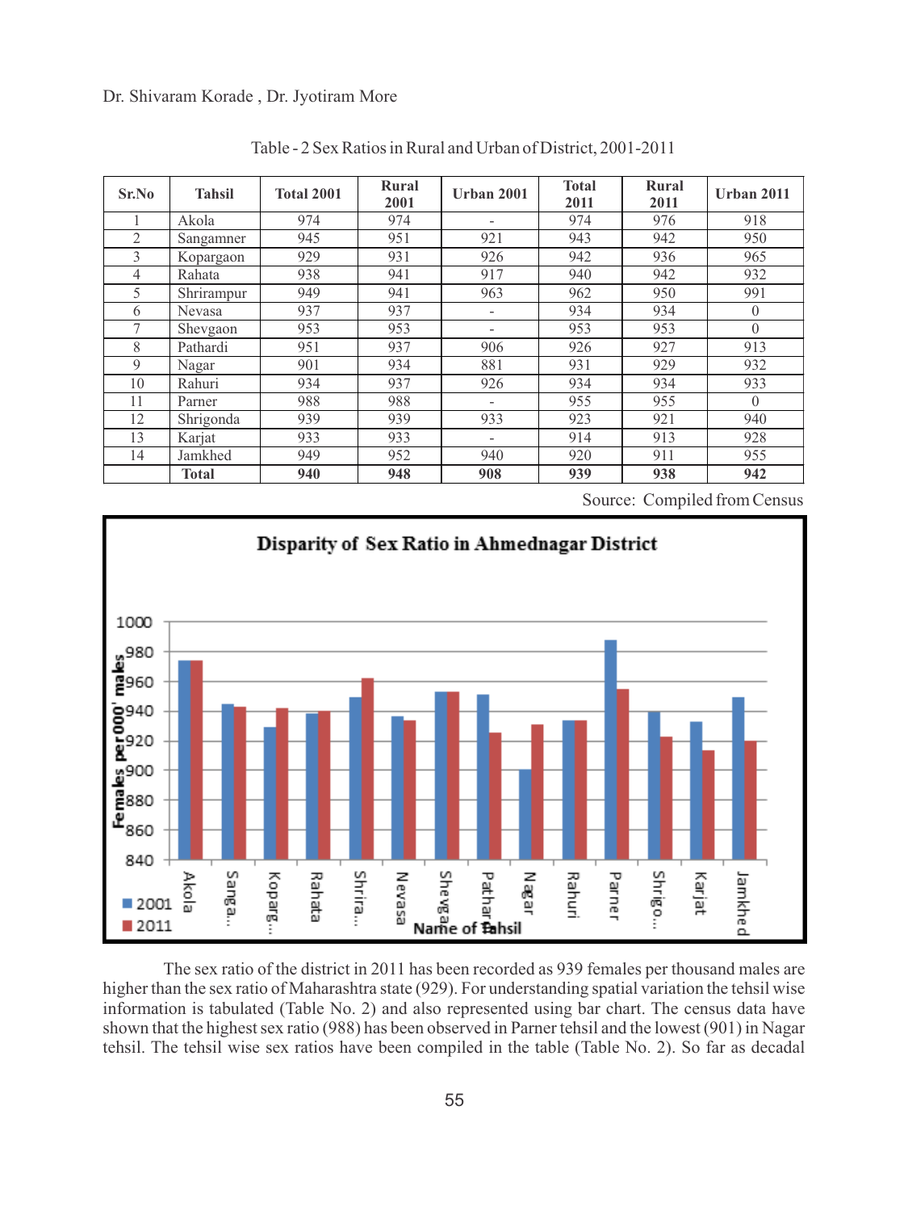Table - 2 Sex Ratios in Rural and Urban of District, 2001-2011

| Sr.No | Tahsil | Total 2001 | Rural 2001 | Urban 2001 | Total 2011 | Rural 2011 | Urban 2011 |
|---|---|---|---|---|---|---|---|
| 1 | Akola | 974 | 974 | - | 974 | 976 | 918 |
| 2 | Sangamner | 945 | 951 | 921 | 943 | 942 | 950 |
| 3 | Kopargaon | 929 | 931 | 926 | 942 | 936 | 965 |
| 4 | Rahata | 938 | 941 | 917 | 940 | 942 | 932 |
| 5 | Shrirampur | 949 | 941 | 963 | 962 | 950 | 991 |
| 6 | Nevasa | 937 | 937 | - | 934 | 934 | 0 |
| 7 | Shevgaon | 953 | 953 | - | 953 | 953 | 0 |
| 8 | Pathardi | 951 | 937 | 906 | 926 | 927 | 913 |
| 9 | Nagar | 901 | 934 | 881 | 931 | 929 | 932 |
| 10 | Rahuri | 934 | 937 | 926 | 934 | 934 | 933 |
| 11 | Parner | 988 | 988 | - | 955 | 955 | 0 |
| 12 | Shrigonda | 939 | 939 | 933 | 923 | 921 | 940 |
| 13 | Karjat | 933 | 933 | - | 914 | 913 | 928 |
| 14 | Jamkhed | 949 | 952 | 940 | 920 | 911 | 955 |
| | **Total** | **940** | **948** | **908** | **939** | **938** | **942** |

Source: Compiled from Census

**Disparity of Sex Ratio in Ahmednagar District**

The sex ratio of the district in 2011 has been recorded as 939 females per thousand males are higher than the sex ratio of Maharashtra state (929). For understanding spatial variation the tehsil wise information is tabulated (Table No. 2) and also represented using bar chart. The census data have shown that the highest sex ratio (988) has been observed in Parner tehsil and the lowest (901) in Nagar tehsil. The tehsil wise sex ratios have been compiled in the table (Table No. 2). So far as decadal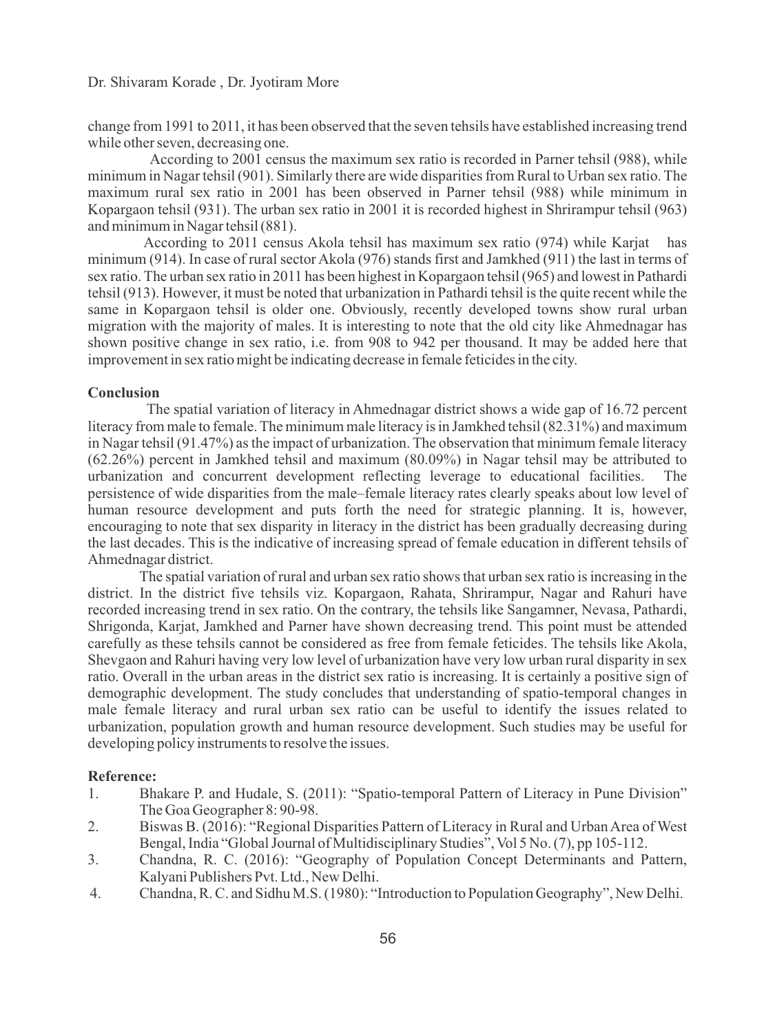change from 1991 to 2011, it has been observed that the seven tehsils have established increasing trend while other seven, decreasing one.

According to 2001 census the maximum sex ratio is recorded in Parner tehsil (988), while minimum in Nagar tehsil (901). Similarly there are wide disparities from Rural to Urban sex ratio. The maximum rural sex ratio in 2001 has been observed in Parner tehsil (988) while minimum in Kopargaon tehsil (931). The urban sex ratio in 2001 it is recorded highest in Shrirampur tehsil (963) and minimum in Nagar tehsil (881).

According to 2011 census Akola tehsil has maximum sex ratio (974) while Karjat has minimum (914). In case of rural sector Akola (976) stands first and Jamkhed (911) the last in terms of sex ratio. The urban sex ratio in 2011 has been highest in Kopargaon tehsil (965) and lowest in Pathardi tehsil (913). However, it must be noted that urbanization in Pathardi tehsil is the quite recent while the same in Kopargaon tehsil is older one. Obviously, recently developed towns show rural urban migration with the majority of males. It is interesting to note that the old city like Ahmednagar has shown positive change in sex ratio, i.e. from 908 to 942 per thousand. It may be added here that improvement in sex ratio might be indicating decrease in female feticides in the city.

## Conclusion

The spatial variation of literacy in Ahmednagar district shows a wide gap of 16.72 percent literacy from male to female. The minimum male literacy is in Jamkhed tehsil (82.31%) and maximum in Nagar tehsil (91.47%) as the impact of urbanization. The observation that minimum female literacy (62.26%) percent in Jamkhed tehsil and maximum (80.09%) in Nagar tehsil may be attributed to urbanization and concurrent development reflecting leverage to educational facilities. The persistence of wide disparities from the male–female literacy rates clearly speaks about low level of human resource development and puts forth the need for strategic planning. It is, however, encouraging to note that sex disparity in literacy in the district has been gradually decreasing during the last decades. This is the indicative of increasing spread of female education in different tehsils of Ahmednagar district.

The spatial variation of rural and urban sex ratio shows that urban sex ratio is increasing in the district. In the district five tehsils viz. Kopargaon, Rahata, Shrirampur, Nagar and Rahuri have recorded increasing trend in sex ratio. On the contrary, the tehsils like Sangamner, Nevasa, Pathardi, Shrigonda, Karjat, Jamkhed and Parner have shown decreasing trend. This point must be attended carefully as these tehsils cannot be considered as free from female feticides. The tehsils like Akola, Shevgaon and Rahuri having very low level of urbanization have very low urban rural disparity in sex ratio. Overall in the urban areas in the district sex ratio is increasing. It is certainly a positive sign of demographic development. The study concludes that understanding of spatio-temporal changes in male female literacy and rural urban sex ratio can be useful to identify the issues related to urbanization, population growth and human resource development. Such studies may be useful for developing policy instruments to resolve the issues.

## Reference:

1. Bhakare P. and Hudale, S. (2011): "Spatio-temporal Pattern of Literacy in Pune Division" The Goa Geographer 8: 90-98.
2. Biswas B. (2016): "Regional Disparities Pattern of Literacy in Rural and Urban Area of West Bengal, India "Global Journal of Multidisciplinary Studies", Vol 5 No. (7), pp 105-112.
3. Chandna, R. C. (2016): "Geography of Population Concept Determinants and Pattern, Kalyani Publishers Pvt. Ltd., New Delhi.
4. Chandna, R. C. and Sidhu M.S. (1980): "Introduction to Population Geography", New Delhi.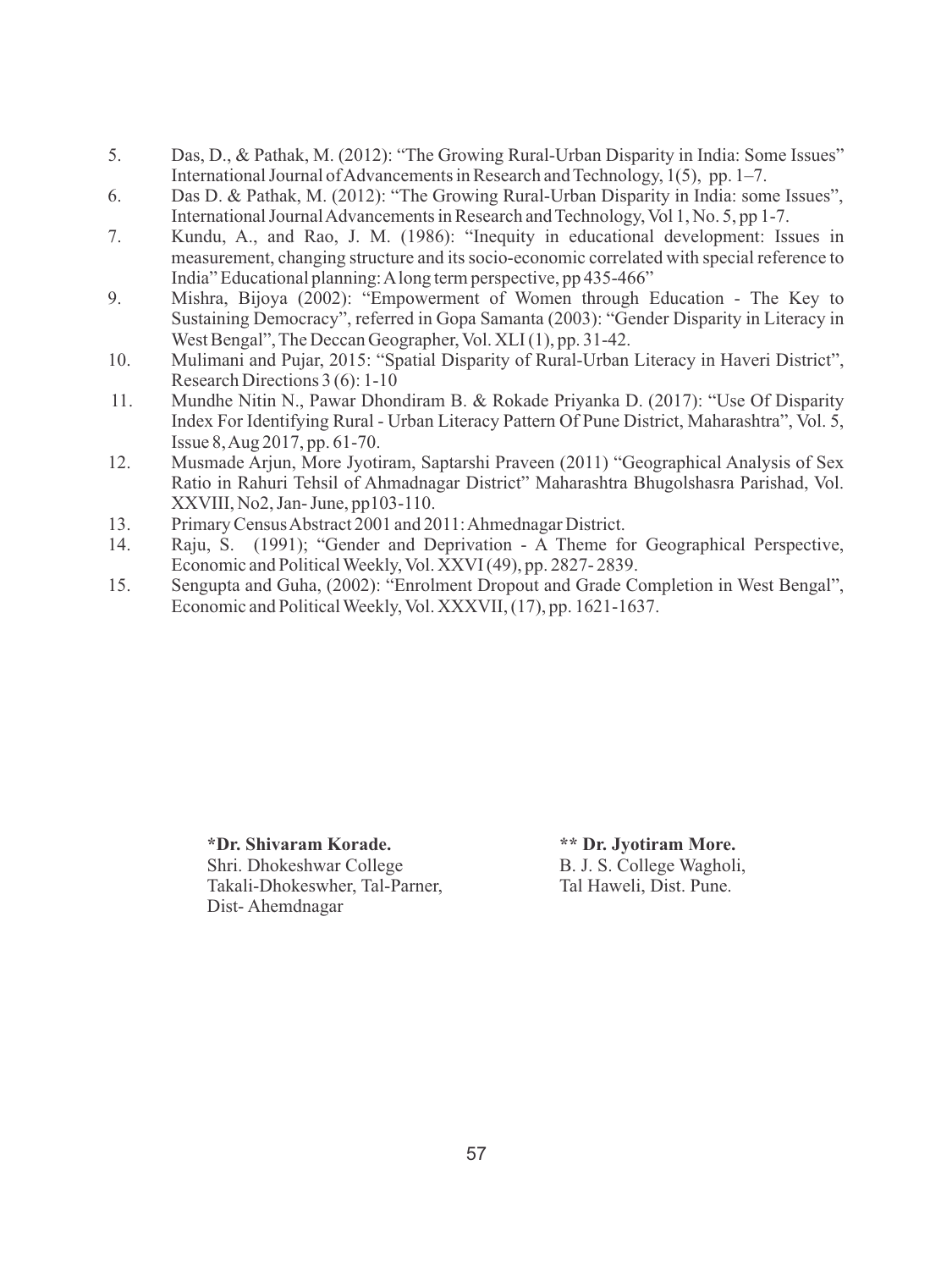5. Das, D., & Pathak, M. (2012): "The Growing Rural-Urban Disparity in India: Some Issues" International Journal of Advancements in Research and Technology, 1(5), pp. 1–7.
6. Das D. & Pathak, M. (2012): "The Growing Rural-Urban Disparity in India: some Issues", International Journal Advancements in Research and Technology, Vol 1, No. 5, pp 1-7.
7. Kundu, A., and Rao, J. M. (1986): "Inequity in educational development: Issues in measurement, changing structure and its socio-economic correlated with special reference to India" Educational planning: A long term perspective, pp 435-466"
9. Mishra, Bijoya (2002): "Empowerment of Women through Education - The Key to Sustaining Democracy", referred in Gopa Samanta (2003): "Gender Disparity in Literacy in West Bengal", The Deccan Geographer, Vol. XLI (1), pp. 31-42.
10. Mulimani and Pujar, 2015: "Spatial Disparity of Rural-Urban Literacy in Haveri District", Research Directions 3 (6): 1-10
11. Mundhe Nitin N., Pawar Dhondiram B. & Rokade Priyanka D. (2017): "Use Of Disparity Index For Identifying Rural - Urban Literacy Pattern Of Pune District, Maharashtra", Vol. 5, Issue 8, Aug 2017, pp. 61-70.
12. Musmade Arjun, More Jyotiram, Saptarshi Praveen (2011) "Geographical Analysis of Sex Ratio in Rahuri Tehsil of Ahmadnagar District" Maharashtra Bhugolshasra Parishad, Vol. XXVIII, No2, Jan- June, pp103-110.
13. Primary Census Abstract 2001 and 2011: Ahmednagar District.
14. Raju, S. (1991); "Gender and Deprivation - A Theme for Geographical Perspective, Economic and Political Weekly, Vol. XXVI (49), pp. 2827- 2839.
15. Sengupta and Guha, (2002): "Enrolment Dropout and Grade Completion in West Bengal", Economic and Political Weekly, Vol. XXXVII, (17), pp. 1621-1637.

**\*Dr. Shivaram Korade.**
Shri. Dhokeshwar College
Takali-Dhokeswher, Tal-Parner,
Dist- Ahemdnagar

**\*\* Dr. Jyotiram More.**
B. J. S. College Wagholi,
Tal Haweli, Dist. Pune.